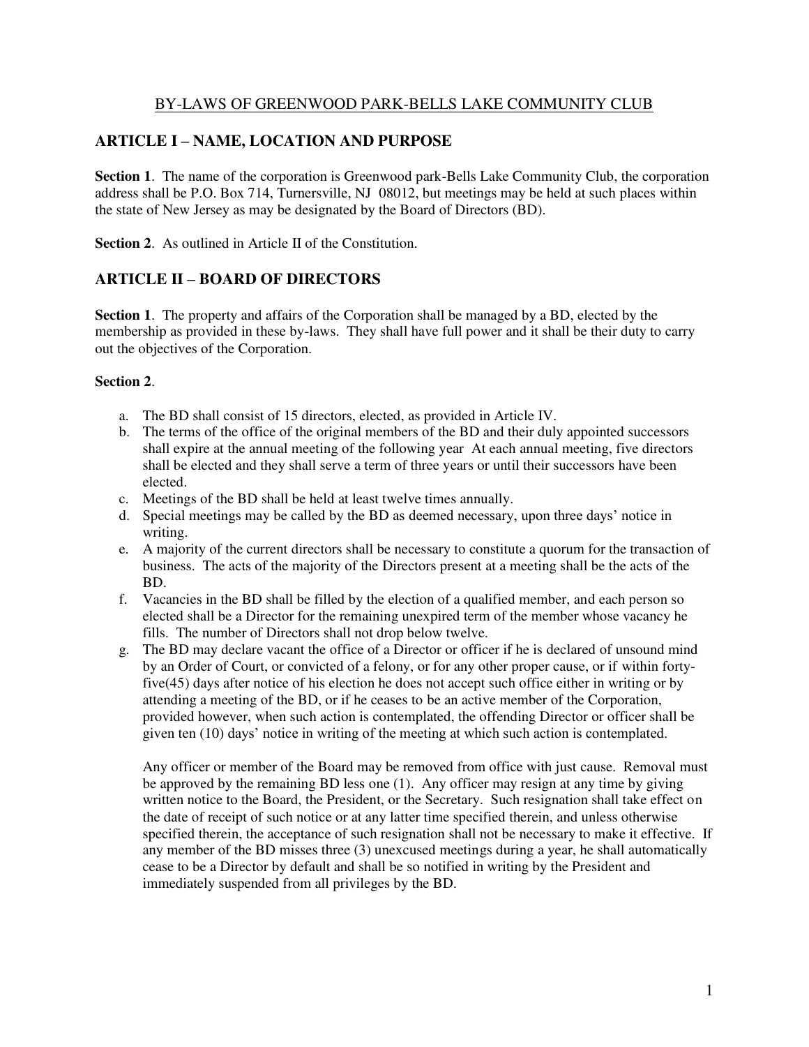# BY-LAWS OF GREENWOOD PARK-BELLS LAKE COMMUNITY CLUB

## ARTICLE I – NAME, LOCATION AND PURPOSE

**Section 1**. The name of the corporation is Greenwood park-Bells Lake Community Club, the corporation address shall be P.O. Box 714, Turnersville, NJ 08012, but meetings may be held at such places within the state of New Jersey as may be designated by the Board of Directors (BD).

**Section 2**. As outlined in Article II of the Constitution.

## ARTICLE II – BOARD OF DIRECTORS

**Section 1**. The property and affairs of the Corporation shall be managed by a BD, elected by the membership as provided in these by-laws. They shall have full power and it shall be their duty to carry out the objectives of the Corporation.

**Section 2**.

a. The BD shall consist of 15 directors, elected, as provided in Article IV.
b. The terms of the office of the original members of the BD and their duly appointed successors shall expire at the annual meeting of the following year At each annual meeting, five directors shall be elected and they shall serve a term of three years or until their successors have been elected.
c. Meetings of the BD shall be held at least twelve times annually.
d. Special meetings may be called by the BD as deemed necessary, upon three days' notice in writing.
e. A majority of the current directors shall be necessary to constitute a quorum for the transaction of business. The acts of the majority of the Directors present at a meeting shall be the acts of the BD.
f. Vacancies in the BD shall be filled by the election of a qualified member, and each person so elected shall be a Director for the remaining unexpired term of the member whose vacancy he fills. The number of Directors shall not drop below twelve.
g. The BD may declare vacant the office of a Director or officer if he is declared of unsound mind by an Order of Court, or convicted of a felony, or for any other proper cause, or if within forty-five(45) days after notice of his election he does not accept such office either in writing or by attending a meeting of the BD, or if he ceases to be an active member of the Corporation, provided however, when such action is contemplated, the offending Director or officer shall be given ten (10) days' notice in writing of the meeting at which such action is contemplated.

   Any officer or member of the Board may be removed from office with just cause. Removal must be approved by the remaining BD less one (1). Any officer may resign at any time by giving written notice to the Board, the President, or the Secretary. Such resignation shall take effect on the date of receipt of such notice or at any latter time specified therein, and unless otherwise specified therein, the acceptance of such resignation shall not be necessary to make it effective. If any member of the BD misses three (3) unexcused meetings during a year, he shall automatically cease to be a Director by default and shall be so notified in writing by the President and immediately suspended from all privileges by the BD.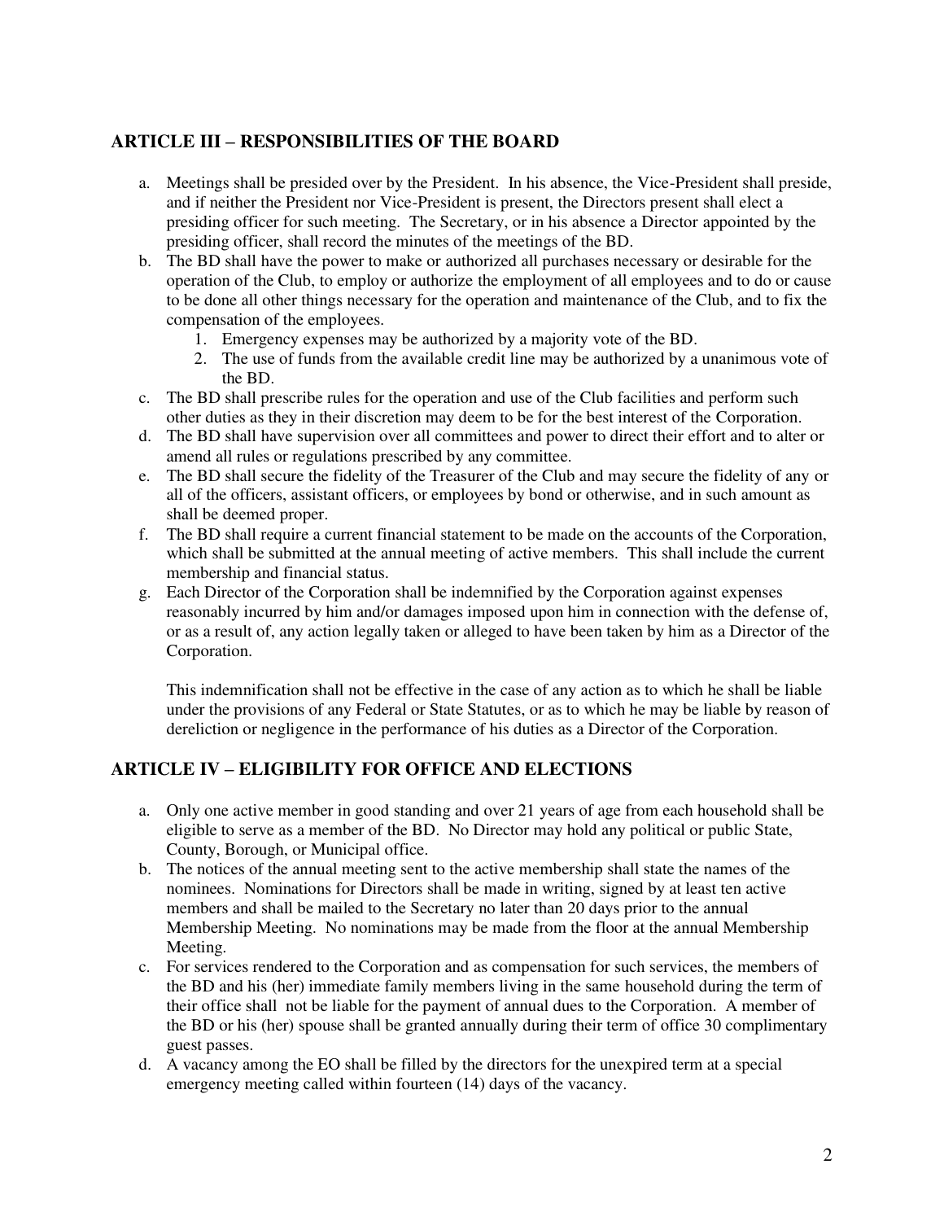## ARTICLE III – RESPONSIBILITIES OF THE BOARD

a. Meetings shall be presided over by the President. In his absence, the Vice-President shall preside, and if neither the President nor Vice-President is present, the Directors present shall elect a presiding officer for such meeting. The Secretary, or in his absence a Director appointed by the presiding officer, shall record the minutes of the meetings of the BD.
b. The BD shall have the power to make or authorized all purchases necessary or desirable for the operation of the Club, to employ or authorize the employment of all employees and to do or cause to be done all other things necessary for the operation and maintenance of the Club, and to fix the compensation of the employees.
    1. Emergency expenses may be authorized by a majority vote of the BD.
    2. The use of funds from the available credit line may be authorized by a unanimous vote of the BD.
c. The BD shall prescribe rules for the operation and use of the Club facilities and perform such other duties as they in their discretion may deem to be for the best interest of the Corporation.
d. The BD shall have supervision over all committees and power to direct their effort and to alter or amend all rules or regulations prescribed by any committee.
e. The BD shall secure the fidelity of the Treasurer of the Club and may secure the fidelity of any or all of the officers, assistant officers, or employees by bond or otherwise, and in such amount as shall be deemed proper.
f. The BD shall require a current financial statement to be made on the accounts of the Corporation, which shall be submitted at the annual meeting of active members. This shall include the current membership and financial status.
g. Each Director of the Corporation shall be indemnified by the Corporation against expenses reasonably incurred by him and/or damages imposed upon him in connection with the defense of, or as a result of, any action legally taken or alleged to have been taken by him as a Director of the Corporation.

   This indemnification shall not be effective in the case of any action as to which he shall be liable under the provisions of any Federal or State Statutes, or as to which he may be liable by reason of dereliction or negligence in the performance of his duties as a Director of the Corporation.

## ARTICLE IV – ELIGIBILITY FOR OFFICE AND ELECTIONS

a. Only one active member in good standing and over 21 years of age from each household shall be eligible to serve as a member of the BD. No Director may hold any political or public State, County, Borough, or Municipal office.
b. The notices of the annual meeting sent to the active membership shall state the names of the nominees. Nominations for Directors shall be made in writing, signed by at least ten active members and shall be mailed to the Secretary no later than 20 days prior to the annual Membership Meeting. No nominations may be made from the floor at the annual Membership Meeting.
c. For services rendered to the Corporation and as compensation for such services, the members of the BD and his (her) immediate family members living in the same household during the term of their office shall not be liable for the payment of annual dues to the Corporation. A member of the BD or his (her) spouse shall be granted annually during their term of office 30 complimentary guest passes.
d. A vacancy among the EO shall be filled by the directors for the unexpired term at a special emergency meeting called within fourteen (14) days of the vacancy.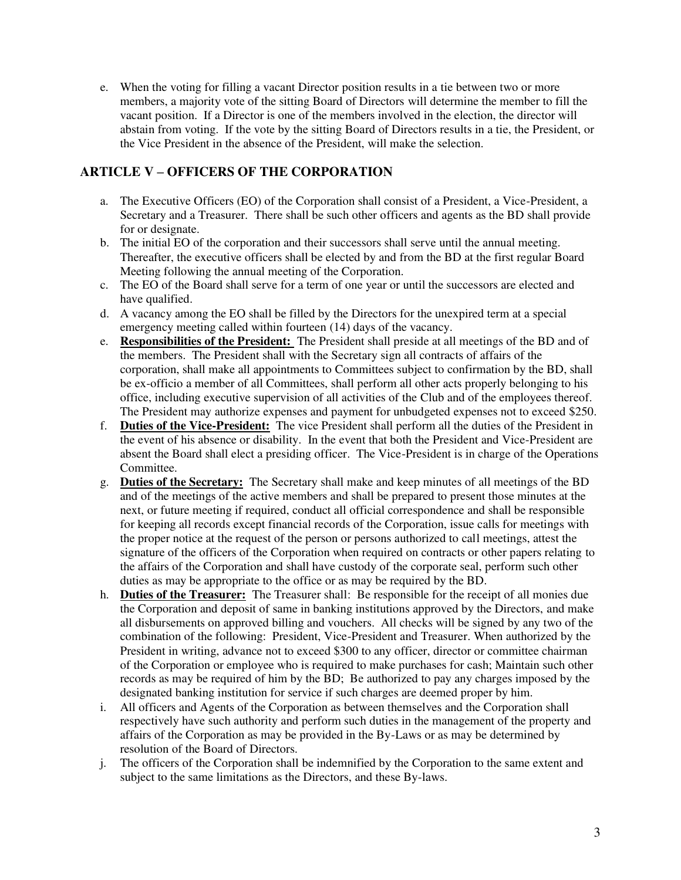e. When the voting for filling a vacant Director position results in a tie between two or more members, a majority vote of the sitting Board of Directors will determine the member to fill the vacant position. If a Director is one of the members involved in the election, the director will abstain from voting. If the vote by the sitting Board of Directors results in a tie, the President, or the Vice President in the absence of the President, will make the selection.

## ARTICLE V – OFFICERS OF THE CORPORATION

a. The Executive Officers (EO) of the Corporation shall consist of a President, a Vice-President, a Secretary and a Treasurer. There shall be such other officers and agents as the BD shall provide for or designate.

b. The initial EO of the corporation and their successors shall serve until the annual meeting. Thereafter, the executive officers shall be elected by and from the BD at the first regular Board Meeting following the annual meeting of the Corporation.

c. The EO of the Board shall serve for a term of one year or until the successors are elected and have qualified.

d. A vacancy among the EO shall be filled by the Directors for the unexpired term at a special emergency meeting called within fourteen (14) days of the vacancy.

e. **Responsibilities of the President:** The President shall preside at all meetings of the BD and of the members. The President shall with the Secretary sign all contracts of affairs of the corporation, shall make all appointments to Committees subject to confirmation by the BD, shall be ex-officio a member of all Committees, shall perform all other acts properly belonging to his office, including executive supervision of all activities of the Club and of the employees thereof. The President may authorize expenses and payment for unbudgeted expenses not to exceed $250.

f. **Duties of the Vice-President:** The vice President shall perform all the duties of the President in the event of his absence or disability. In the event that both the President and Vice-President are absent the Board shall elect a presiding officer. The Vice-President is in charge of the Operations Committee.

g. **Duties of the Secretary:** The Secretary shall make and keep minutes of all meetings of the BD and of the meetings of the active members and shall be prepared to present those minutes at the next, or future meeting if required, conduct all official correspondence and shall be responsible for keeping all records except financial records of the Corporation, issue calls for meetings with the proper notice at the request of the person or persons authorized to call meetings, attest the signature of the officers of the Corporation when required on contracts or other papers relating to the affairs of the Corporation and shall have custody of the corporate seal, perform such other duties as may be appropriate to the office or as may be required by the BD.

h. **Duties of the Treasurer:** The Treasurer shall: Be responsible for the receipt of all monies due the Corporation and deposit of same in banking institutions approved by the Directors, and make all disbursements on approved billing and vouchers. All checks will be signed by any two of the combination of the following: President, Vice-President and Treasurer. When authorized by the President in writing, advance not to exceed $300 to any officer, director or committee chairman of the Corporation or employee who is required to make purchases for cash; Maintain such other records as may be required of him by the BD; Be authorized to pay any charges imposed by the designated banking institution for service if such charges are deemed proper by him.

i. All officers and Agents of the Corporation as between themselves and the Corporation shall respectively have such authority and perform such duties in the management of the property and affairs of the Corporation as may be provided in the By-Laws or as may be determined by resolution of the Board of Directors.

j. The officers of the Corporation shall be indemnified by the Corporation to the same extent and subject to the same limitations as the Directors, and these By-laws.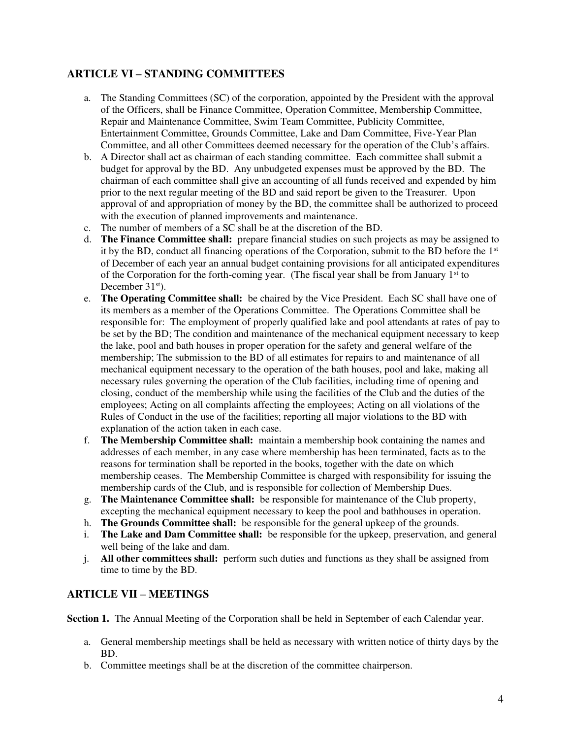## ARTICLE VI – STANDING COMMITTEES

a. The Standing Committees (SC) of the corporation, appointed by the President with the approval of the Officers, shall be Finance Committee, Operation Committee, Membership Committee, Repair and Maintenance Committee, Swim Team Committee, Publicity Committee, Entertainment Committee, Grounds Committee, Lake and Dam Committee, Five-Year Plan Committee, and all other Committees deemed necessary for the operation of the Club's affairs.
b. A Director shall act as chairman of each standing committee. Each committee shall submit a budget for approval by the BD. Any unbudgeted expenses must be approved by the BD. The chairman of each committee shall give an accounting of all funds received and expended by him prior to the next regular meeting of the BD and said report be given to the Treasurer. Upon approval of and appropriation of money by the BD, the committee shall be authorized to proceed with the execution of planned improvements and maintenance.
c. The number of members of a SC shall be at the discretion of the BD.
d. **The Finance Committee shall:** prepare financial studies on such projects as may be assigned to it by the BD, conduct all financing operations of the Corporation, submit to the BD before the 1st of December of each year an annual budget containing provisions for all anticipated expenditures of the Corporation for the forth-coming year. (The fiscal year shall be from January 1st to December 31st).
e. **The Operating Committee shall:** be chaired by the Vice President. Each SC shall have one of its members as a member of the Operations Committee. The Operations Committee shall be responsible for: The employment of properly qualified lake and pool attendants at rates of pay to be set by the BD; The condition and maintenance of the mechanical equipment necessary to keep the lake, pool and bath houses in proper operation for the safety and general welfare of the membership; The submission to the BD of all estimates for repairs to and maintenance of all mechanical equipment necessary to the operation of the bath houses, pool and lake, making all necessary rules governing the operation of the Club facilities, including time of opening and closing, conduct of the membership while using the facilities of the Club and the duties of the employees; Acting on all complaints affecting the employees; Acting on all violations of the Rules of Conduct in the use of the facilities; reporting all major violations to the BD with explanation of the action taken in each case.
f. **The Membership Committee shall:** maintain a membership book containing the names and addresses of each member, in any case where membership has been terminated, facts as to the reasons for termination shall be reported in the books, together with the date on which membership ceases. The Membership Committee is charged with responsibility for issuing the membership cards of the Club, and is responsible for collection of Membership Dues.
g. **The Maintenance Committee shall:** be responsible for maintenance of the Club property, excepting the mechanical equipment necessary to keep the pool and bathhouses in operation.
h. **The Grounds Committee shall:** be responsible for the general upkeep of the grounds.
i. **The Lake and Dam Committee shall:** be responsible for the upkeep, preservation, and general well being of the lake and dam.
j. **All other committees shall:** perform such duties and functions as they shall be assigned from time to time by the BD.

## ARTICLE VII – MEETINGS

**Section 1.** The Annual Meeting of the Corporation shall be held in September of each Calendar year.

a. General membership meetings shall be held as necessary with written notice of thirty days by the BD.
b. Committee meetings shall be at the discretion of the committee chairperson.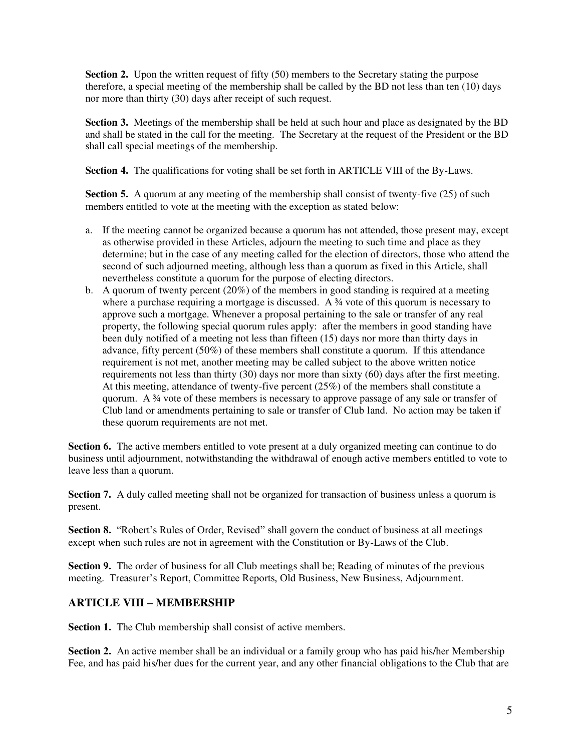**Section 2.** Upon the written request of fifty (50) members to the Secretary stating the purpose therefore, a special meeting of the membership shall be called by the BD not less than ten (10) days nor more than thirty (30) days after receipt of such request.

**Section 3.** Meetings of the membership shall be held at such hour and place as designated by the BD and shall be stated in the call for the meeting. The Secretary at the request of the President or the BD shall call special meetings of the membership.

**Section 4.** The qualifications for voting shall be set forth in ARTICLE VIII of the By-Laws.

**Section 5.** A quorum at any meeting of the membership shall consist of twenty-five (25) of such members entitled to vote at the meeting with the exception as stated below:

a. If the meeting cannot be organized because a quorum has not attended, those present may, except as otherwise provided in these Articles, adjourn the meeting to such time and place as they determine; but in the case of any meeting called for the election of directors, those who attend the second of such adjourned meeting, although less than a quorum as fixed in this Article, shall nevertheless constitute a quorum for the purpose of electing directors.
b. A quorum of twenty percent (20%) of the members in good standing is required at a meeting where a purchase requiring a mortgage is discussed. A ¾ vote of this quorum is necessary to approve such a mortgage. Whenever a proposal pertaining to the sale or transfer of any real property, the following special quorum rules apply: after the members in good standing have been duly notified of a meeting not less than fifteen (15) days nor more than thirty days in advance, fifty percent (50%) of these members shall constitute a quorum. If this attendance requirement is not met, another meeting may be called subject to the above written notice requirements not less than thirty (30) days nor more than sixty (60) days after the first meeting. At this meeting, attendance of twenty-five percent (25%) of the members shall constitute a quorum. A ¾ vote of these members is necessary to approve passage of any sale or transfer of Club land or amendments pertaining to sale or transfer of Club land. No action may be taken if these quorum requirements are not met.

**Section 6.** The active members entitled to vote present at a duly organized meeting can continue to do business until adjournment, notwithstanding the withdrawal of enough active members entitled to vote to leave less than a quorum.

**Section 7.** A duly called meeting shall not be organized for transaction of business unless a quorum is present.

**Section 8.** "Robert's Rules of Order, Revised" shall govern the conduct of business at all meetings except when such rules are not in agreement with the Constitution or By-Laws of the Club.

**Section 9.** The order of business for all Club meetings shall be; Reading of minutes of the previous meeting. Treasurer's Report, Committee Reports, Old Business, New Business, Adjournment.

## ARTICLE VIII – MEMBERSHIP

**Section 1.** The Club membership shall consist of active members.

**Section 2.** An active member shall be an individual or a family group who has paid his/her Membership Fee, and has paid his/her dues for the current year, and any other financial obligations to the Club that are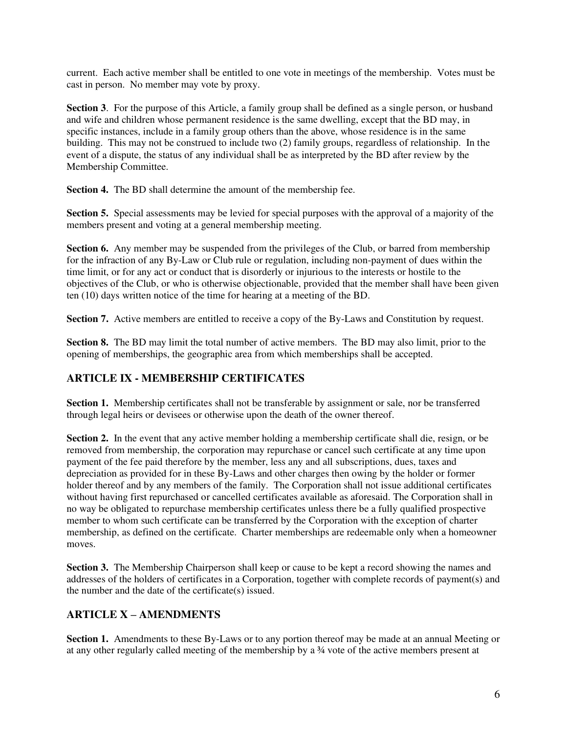current. Each active member shall be entitled to one vote in meetings of the membership. Votes must be cast in person. No member may vote by proxy.

**Section 3**. For the purpose of this Article, a family group shall be defined as a single person, or husband and wife and children whose permanent residence is the same dwelling, except that the BD may, in specific instances, include in a family group others than the above, whose residence is in the same building. This may not be construed to include two (2) family groups, regardless of relationship. In the event of a dispute, the status of any individual shall be as interpreted by the BD after review by the Membership Committee.

**Section 4.** The BD shall determine the amount of the membership fee.

**Section 5.** Special assessments may be levied for special purposes with the approval of a majority of the members present and voting at a general membership meeting.

**Section 6.** Any member may be suspended from the privileges of the Club, or barred from membership for the infraction of any By-Law or Club rule or regulation, including non-payment of dues within the time limit, or for any act or conduct that is disorderly or injurious to the interests or hostile to the objectives of the Club, or who is otherwise objectionable, provided that the member shall have been given ten (10) days written notice of the time for hearing at a meeting of the BD.

**Section 7.** Active members are entitled to receive a copy of the By-Laws and Constitution by request.

**Section 8.** The BD may limit the total number of active members. The BD may also limit, prior to the opening of memberships, the geographic area from which memberships shall be accepted.

## ARTICLE IX - MEMBERSHIP CERTIFICATES

**Section 1.** Membership certificates shall not be transferable by assignment or sale, nor be transferred through legal heirs or devisees or otherwise upon the death of the owner thereof.

**Section 2.** In the event that any active member holding a membership certificate shall die, resign, or be removed from membership, the corporation may repurchase or cancel such certificate at any time upon payment of the fee paid therefore by the member, less any and all subscriptions, dues, taxes and depreciation as provided for in these By-Laws and other charges then owing by the holder or former holder thereof and by any members of the family. The Corporation shall not issue additional certificates without having first repurchased or cancelled certificates available as aforesaid. The Corporation shall in no way be obligated to repurchase membership certificates unless there be a fully qualified prospective member to whom such certificate can be transferred by the Corporation with the exception of charter membership, as defined on the certificate. Charter memberships are redeemable only when a homeowner moves.

**Section 3.** The Membership Chairperson shall keep or cause to be kept a record showing the names and addresses of the holders of certificates in a Corporation, together with complete records of payment(s) and the number and the date of the certificate(s) issued.

## ARTICLE X – AMENDMENTS

**Section 1.** Amendments to these By-Laws or to any portion thereof may be made at an annual Meeting or at any other regularly called meeting of the membership by a ¾ vote of the active members present at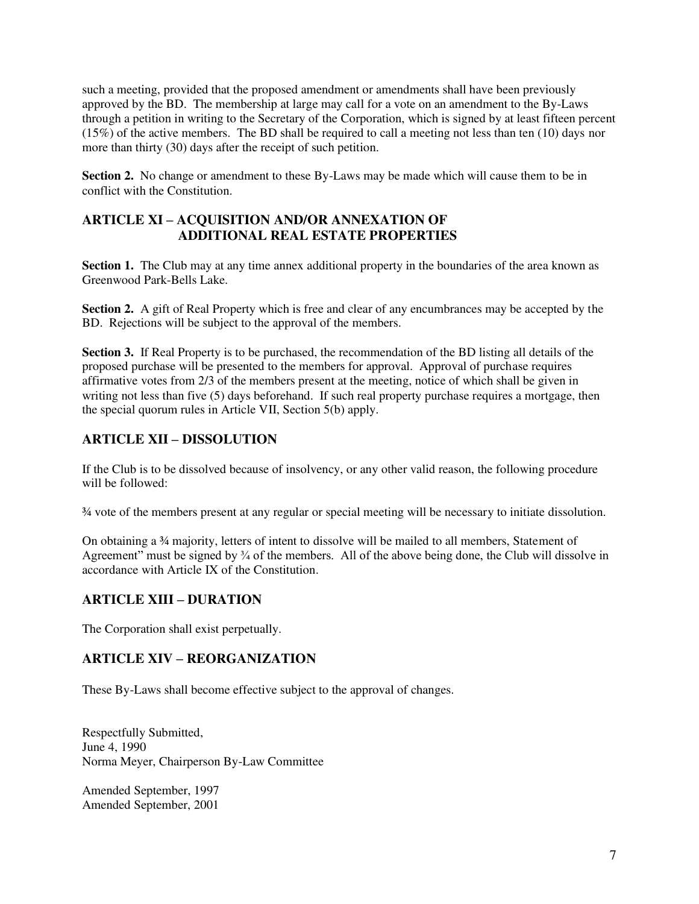such a meeting, provided that the proposed amendment or amendments shall have been previously approved by the BD. The membership at large may call for a vote on an amendment to the By-Laws through a petition in writing to the Secretary of the Corporation, which is signed by at least fifteen percent (15%) of the active members. The BD shall be required to call a meeting not less than ten (10) days nor more than thirty (30) days after the receipt of such petition.

**Section 2.** No change or amendment to these By-Laws may be made which will cause them to be in conflict with the Constitution.

## ARTICLE XI – ACQUISITION AND/OR ANNEXATION OF ADDITIONAL REAL ESTATE PROPERTIES

**Section 1.** The Club may at any time annex additional property in the boundaries of the area known as Greenwood Park-Bells Lake.

**Section 2.** A gift of Real Property which is free and clear of any encumbrances may be accepted by the BD. Rejections will be subject to the approval of the members.

**Section 3.** If Real Property is to be purchased, the recommendation of the BD listing all details of the proposed purchase will be presented to the members for approval. Approval of purchase requires affirmative votes from 2/3 of the members present at the meeting, notice of which shall be given in writing not less than five (5) days beforehand. If such real property purchase requires a mortgage, then the special quorum rules in Article VII, Section 5(b) apply.

## ARTICLE XII – DISSOLUTION

If the Club is to be dissolved because of insolvency, or any other valid reason, the following procedure will be followed:

¾ vote of the members present at any regular or special meeting will be necessary to initiate dissolution.

On obtaining a ¾ majority, letters of intent to dissolve will be mailed to all members, Statement of Agreement" must be signed by ¾ of the members. All of the above being done, the Club will dissolve in accordance with Article IX of the Constitution.

## ARTICLE XIII – DURATION

The Corporation shall exist perpetually.

## ARTICLE XIV – REORGANIZATION

These By-Laws shall become effective subject to the approval of changes.

Respectfully Submitted,
June 4, 1990
Norma Meyer, Chairperson By-Law Committee

Amended September, 1997
Amended September, 2001